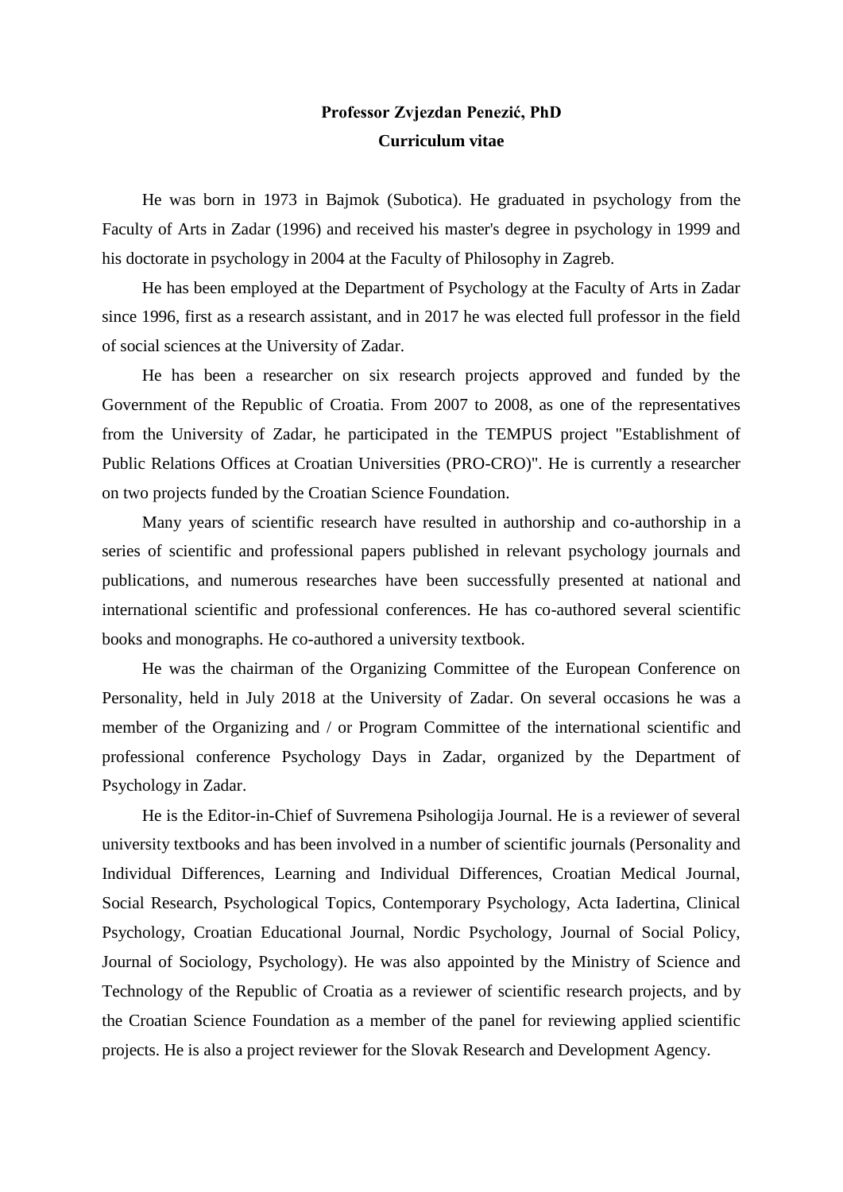**Professor Zvjezdan Penezić, PhD**

**Curriculum vitae**

He was born in 1973 in Bajmok (Subotica). He graduated in psychology from the Faculty of Arts in Zadar (1996) and received his master's degree in psychology in 1999 and his doctorate in psychology in 2004 at the Faculty of Philosophy in Zagreb.

He has been employed at the Department of Psychology at the Faculty of Arts in Zadar since 1996, first as a research assistant, and in 2017 he was elected full professor in the field of social sciences at the University of Zadar.

He has been a researcher on six research projects approved and funded by the Government of the Republic of Croatia. From 2007 to 2008, as one of the representatives from the University of Zadar, he participated in the TEMPUS project "Establishment of Public Relations Offices at Croatian Universities (PRO-CRO)". He is currently a researcher on two projects funded by the Croatian Science Foundation.

Many years of scientific research have resulted in authorship and co-authorship in a series of scientific and professional papers published in relevant psychology journals and publications, and numerous researches have been successfully presented at national and international scientific and professional conferences. He has co-authored several scientific books and monographs. He co-authored a university textbook.

He was the chairman of the Organizing Committee of the European Conference on Personality, held in July 2018 at the University of Zadar. On several occasions he was a member of the Organizing and / or Program Committee of the international scientific and professional conference Psychology Days in Zadar, organized by the Department of Psychology in Zadar.

He is the Editor-in-Chief of Suvremena Psihologija Journal. He is a reviewer of several university textbooks and has been involved in a number of scientific journals (Personality and Individual Differences, Learning and Individual Differences, Croatian Medical Journal, Social Research, Psychological Topics, Contemporary Psychology, Acta Iadertina, Clinical Psychology, Croatian Educational Journal, Nordic Psychology, Journal of Social Policy, Journal of Sociology, Psychology). He was also appointed by the Ministry of Science and Technology of the Republic of Croatia as a reviewer of scientific research projects, and by the Croatian Science Foundation as a member of the panel for reviewing applied scientific projects. He is also a project reviewer for the Slovak Research and Development Agency.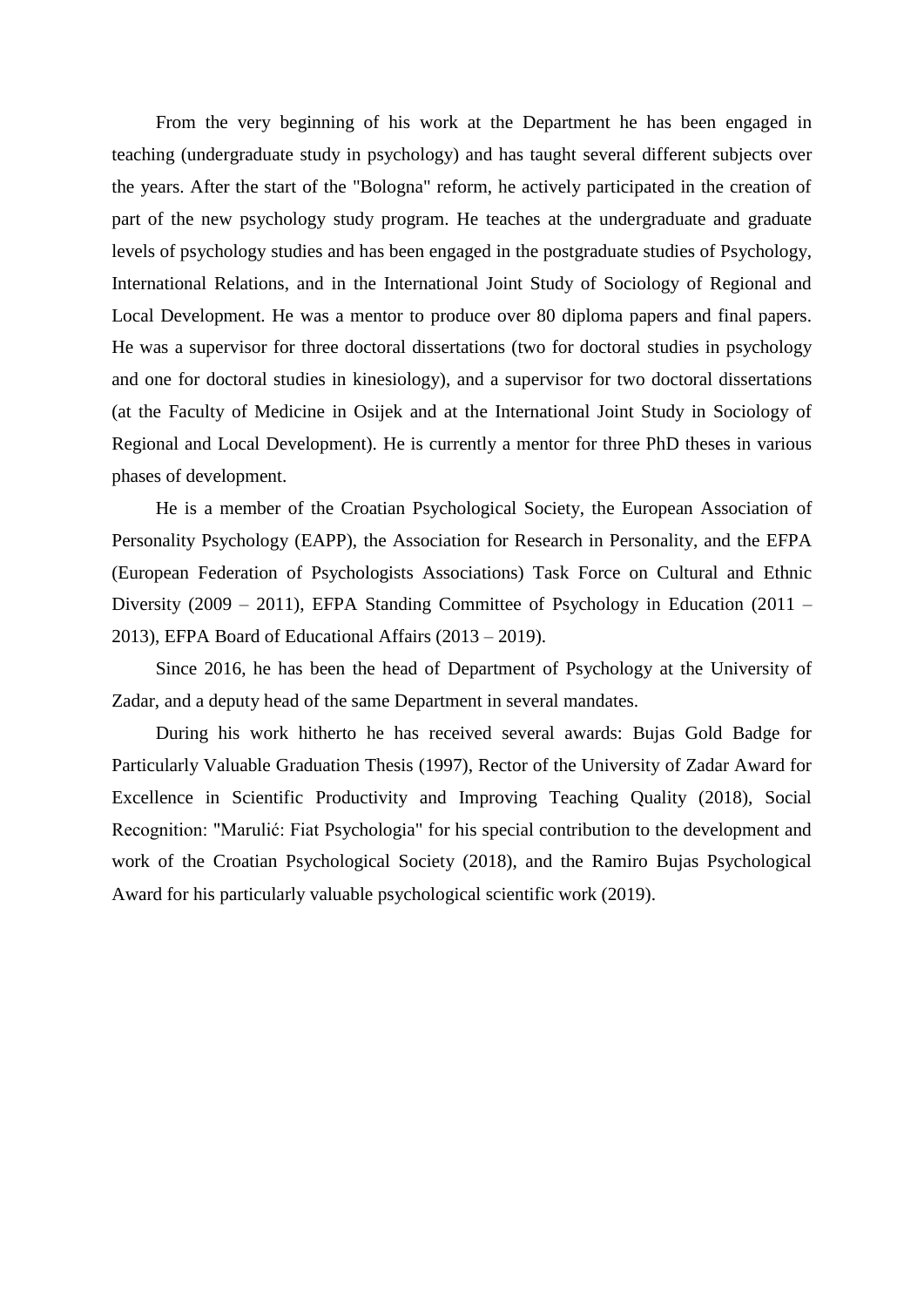From the very beginning of his work at the Department he has been engaged in teaching (undergraduate study in psychology) and has taught several different subjects over the years. After the start of the "Bologna" reform, he actively participated in the creation of part of the new psychology study program. He teaches at the undergraduate and graduate levels of psychology studies and has been engaged in the postgraduate studies of Psychology, International Relations, and in the International Joint Study of Sociology of Regional and Local Development. He was a mentor to produce over 80 diploma papers and final papers. He was a supervisor for three doctoral dissertations (two for doctoral studies in psychology and one for doctoral studies in kinesiology), and a supervisor for two doctoral dissertations (at the Faculty of Medicine in Osijek and at the International Joint Study in Sociology of Regional and Local Development). He is currently a mentor for three PhD theses in various phases of development.

He is a member of the Croatian Psychological Society, the European Association of Personality Psychology (EAPP), the Association for Research in Personality, and the EFPA (European Federation of Psychologists Associations) Task Force on Cultural and Ethnic Diversity (2009 – 2011), EFPA Standing Committee of Psychology in Education (2011 – 2013), EFPA Board of Educational Affairs (2013 – 2019).

Since 2016, he has been the head of Department of Psychology at the University of Zadar, and a deputy head of the same Department in several mandates.

During his work hitherto he has received several awards: Bujas Gold Badge for Particularly Valuable Graduation Thesis (1997), Rector of the University of Zadar Award for Excellence in Scientific Productivity and Improving Teaching Quality (2018), Social Recognition: "Marulić: Fiat Psychologia" for his special contribution to the development and work of the Croatian Psychological Society (2018), and the Ramiro Bujas Psychological Award for his particularly valuable psychological scientific work (2019).